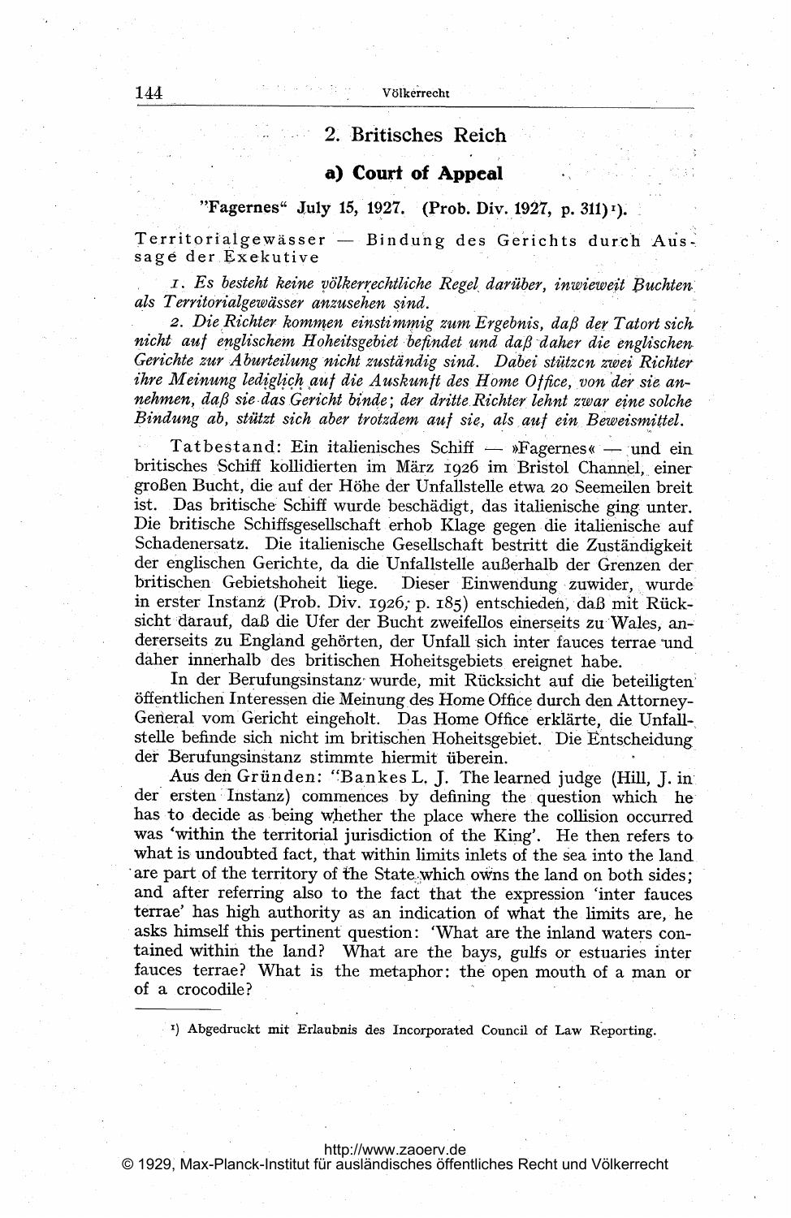## 2. Britisches Reich

### a) Court of Appeal

"Fagernes" July 15, 1927. (Prob. Div. 1927, p. 311)[1].

Territorialgewässer — Bindung des Gerichts durch Aussage der Exekutive

*1. Es besteht keine völkerrechtliche Regel darüber, inwieweit Buchten als Territorialgewässer anzusehen sind.*

*2. Die Richter kommen einstimmig zum Ergebnis, daß der Tatort sich nicht auf englischem Hoheitsgebiet befindet und daß daher die englischen Gerichte zur Aburteilung nicht zuständig sind. Dabei stützen zwei Richter ihre Meinung lediglich auf die Auskunft des Home Office, von der sie annehmen, daß sie das Gericht binde; der dritte Richter lehnt zwar eine solche Bindung ab, stützt sich aber trotzdem auf sie, als auf ein Beweismittel.*

Tatbestand: Ein italienisches Schiff — »Fagernes« — und ein britisches Schiff kollidierten im März 1926 im Bristol Channel, einer großen Bucht, die auf der Höhe der Unfallstelle etwa 20 Seemeilen breit ist. Das britische Schiff wurde beschädigt, das italienische ging unter. Die britische Schiffsgesellschaft erhob Klage gegen die italienische auf Schadenersatz. Die italienische Gesellschaft bestritt die Zuständigkeit der englischen Gerichte, da die Unfallstelle außerhalb der Grenzen der britischen Gebietshoheit liege. Dieser Einwendung zuwider, wurde in erster Instanz (Prob. Div. 1926, p. 185) entschieden, daß mit Rücksicht darauf, daß die Ufer der Bucht zweifellos einerseits zu Wales, andererseits zu England gehörten, der Unfall sich inter fauces terrae und daher innerhalb des britischen Hoheitsgebiets ereignet habe.

In der Berufungsinstanz wurde, mit Rücksicht auf die beteiligten öffentlichen Interessen die Meinung des Home Office durch den Attorney-General vom Gericht eingeholt. Das Home Office erklärte, die Unfallstelle befinde sich nicht im britischen Hoheitsgebiet. Die Entscheidung der Berufungsinstanz stimmte hiermit überein.

Aus den Gründen: "Bankes L. J. The learned judge (Hill, J. in der ersten Instanz) commences by defining the question which he has to decide as being whether the place where the collision occurred was 'within the territorial jurisdiction of the King'. He then refers to what is undoubted fact, that within limits inlets of the sea into the land are part of the territory of the State which owns the land on both sides; and after referring also to the fact that the expression 'inter fauces terrae' has high authority as an indication of what the limits are, he asks himself this pertinent question: 'What are the inland waters contained within the land? What are the bays, gulfs or estuaries inter fauces terrae? What is the metaphor: the open mouth of a man or of a crocodile?

[1] Abgedruckt mit Erlaubnis des Incorporated Council of Law Reporting.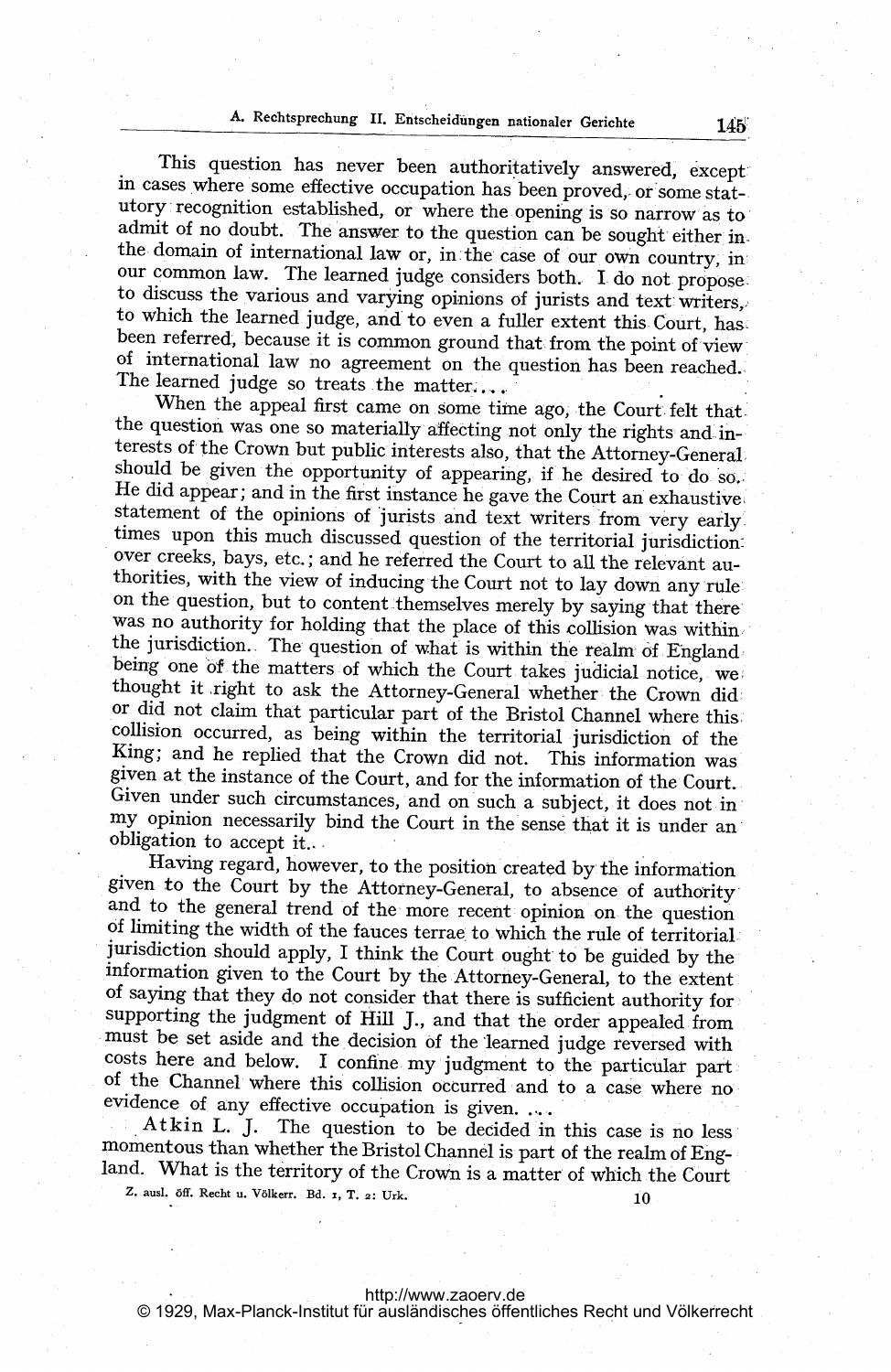This question has never been authoritatively answered, except in cases where some effective occupation has been proved, or some statutory recognition established, or where the opening is so narrow as to admit of no doubt. The answer to the question can be sought either in the domain of international law or, in the case of our own country, in our common law. The learned judge considers both. I do not propose to discuss the various and varying opinions of jurists and text writers, to which the learned judge, and to even a fuller extent this Court, has been referred, because it is common ground that from the point of view of international law no agreement on the question has been reached. The learned judge so treats the matter....

When the appeal first came on some time ago, the Court felt that the question was one so materially affecting not only the rights and interests of the Crown but public interests also, that the Attorney-General should be given the opportunity of appearing, if he desired to do so. He did appear; and in the first instance he gave the Court an exhaustive statement of the opinions of jurists and text writers from very early times upon this much discussed question of the territorial jurisdiction over creeks, bays, etc.; and he referred the Court to all the relevant authorities, with the view of inducing the Court not to lay down any rule on the question, but to content themselves merely by saying that there was no authority for holding that the place of this collision was within the jurisdiction. The question of what is within the realm of England being one of the matters of which the Court takes judicial notice, we thought it right to ask the Attorney-General whether the Crown did or did not claim that particular part of the Bristol Channel where this collision occurred, as being within the territorial jurisdiction of the King; and he replied that the Crown did not. This information was given at the instance of the Court, and for the information of the Court. Given under such circumstances, and on such a subject, it does not in my opinion necessarily bind the Court in the sense that it is under an obligation to accept it..

Having regard, however, to the position created by the information given to the Court by the Attorney-General, to absence of authority and to the general trend of the more recent opinion on the question of limiting the width of the fauces terrae to which the rule of territorial jurisdiction should apply, I think the Court ought to be guided by the information given to the Court by the Attorney-General, to the extent of saying that they do not consider that there is sufficient authority for supporting the judgment of Hill J., and that the order appealed from must be set aside and the decision of the learned judge reversed with costs here and below. I confine my judgment to the particular part of the Channel where this collision occurred and to a case where no evidence of any effective occupation is given. ....

**Atkin L. J.** The question to be decided in this case is no less momentous than whether the Bristol Channel is part of the realm of England. What is the territory of the Crown is a matter of which the Court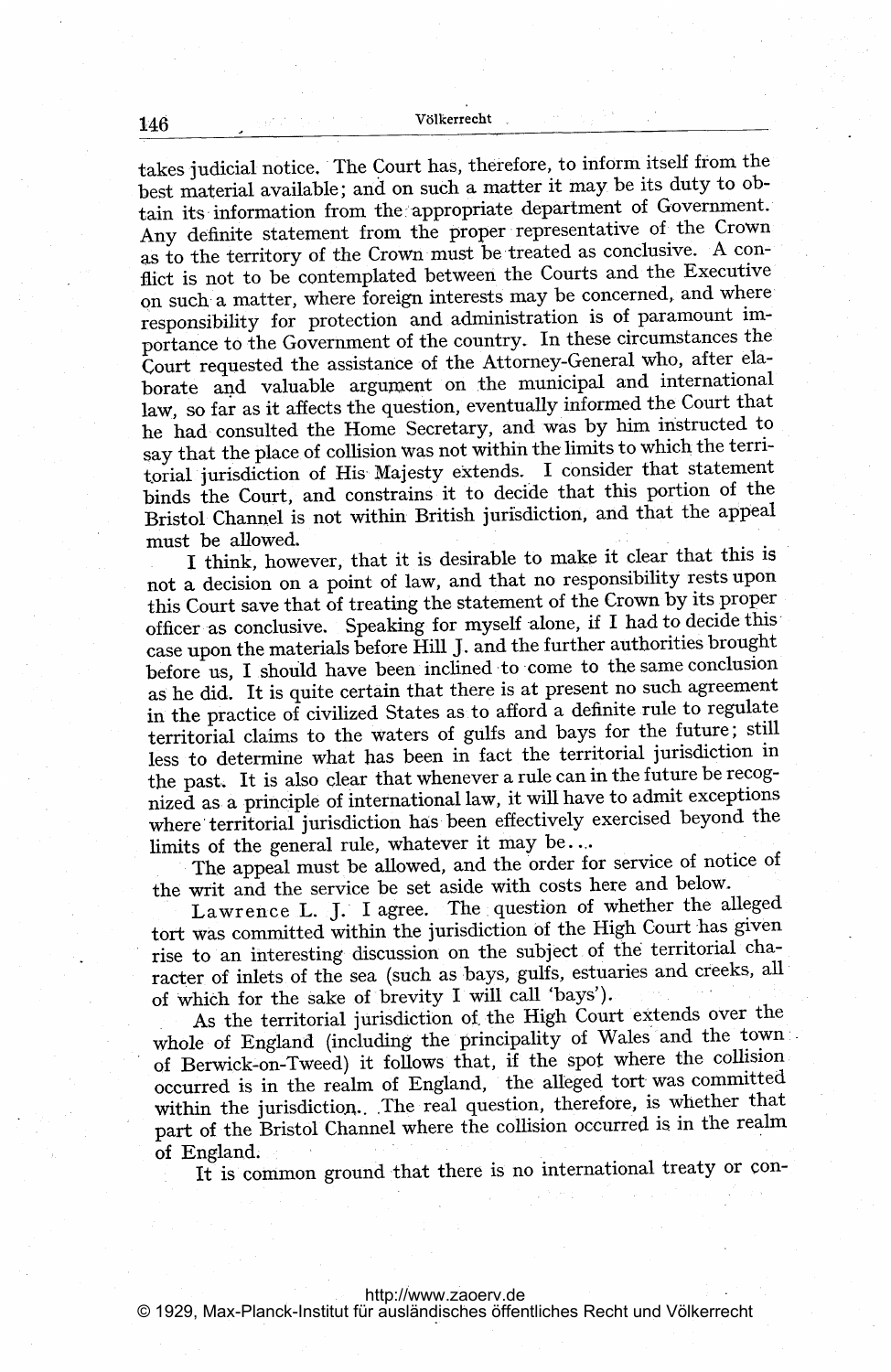takes judicial notice. The Court has, therefore, to inform itself from the best material available; and on such a matter it may be its duty to obtain its information from the appropriate department of Government. Any definite statement from the proper representative of the Crown as to the territory of the Crown must be treated as conclusive. A conflict is not to be contemplated between the Courts and the Executive on such a matter, where foreign interests may be concerned, and where responsibility for protection and administration is of paramount importance to the Government of the country. In these circumstances the Court requested the assistance of the Attorney-General who, after elaborate and valuable argument on the municipal and international law, so far as it affects the question, eventually informed the Court that he had consulted the Home Secretary, and was by him instructed to say that the place of collision was not within the limits to which the territorial jurisdiction of His Majesty extends. I consider that statement binds the Court, and constrains it to decide that this portion of the Bristol Channel is not within British jurisdiction, and that the appeal must be allowed.

I think, however, that it is desirable to make it clear that this is not a decision on a point of law, and that no responsibility rests upon this Court save that of treating the statement of the Crown by its proper officer as conclusive. Speaking for myself alone, if I had to decide this case upon the materials before Hill J. and the further authorities brought before us, I should have been inclined to come to the same conclusion as he did. It is quite certain that there is at present no such agreement in the practice of civilized States as to afford a definite rule to regulate territorial claims to the waters of gulfs and bays for the future; still less to determine what has been in fact the territorial jurisdiction in the past. It is also clear that whenever a rule can in the future be recognized as a principle of international law, it will have to admit exceptions where territorial jurisdiction has been effectively exercised beyond the limits of the general rule, whatever it may be...

The appeal must be allowed, and the order for service of notice of the writ and the service be set aside with costs here and below.

Lawrence L. J. I agree. The question of whether the alleged tort was committed within the jurisdiction of the High Court has given rise to an interesting discussion on the subject of the territorial character of inlets of the sea (such as bays, gulfs, estuaries and creeks, all of which for the sake of brevity I will call 'bays').

As the territorial jurisdiction of the High Court extends over the whole of England (including the principality of Wales and the town of Berwick-on-Tweed) it follows that, if the spot where the collision occurred is in the realm of England, the alleged tort was committed within the jurisdiction. The real question, therefore, is whether that part of the Bristol Channel where the collision occurred is in the realm of England.

It is common ground that there is no international treaty or con-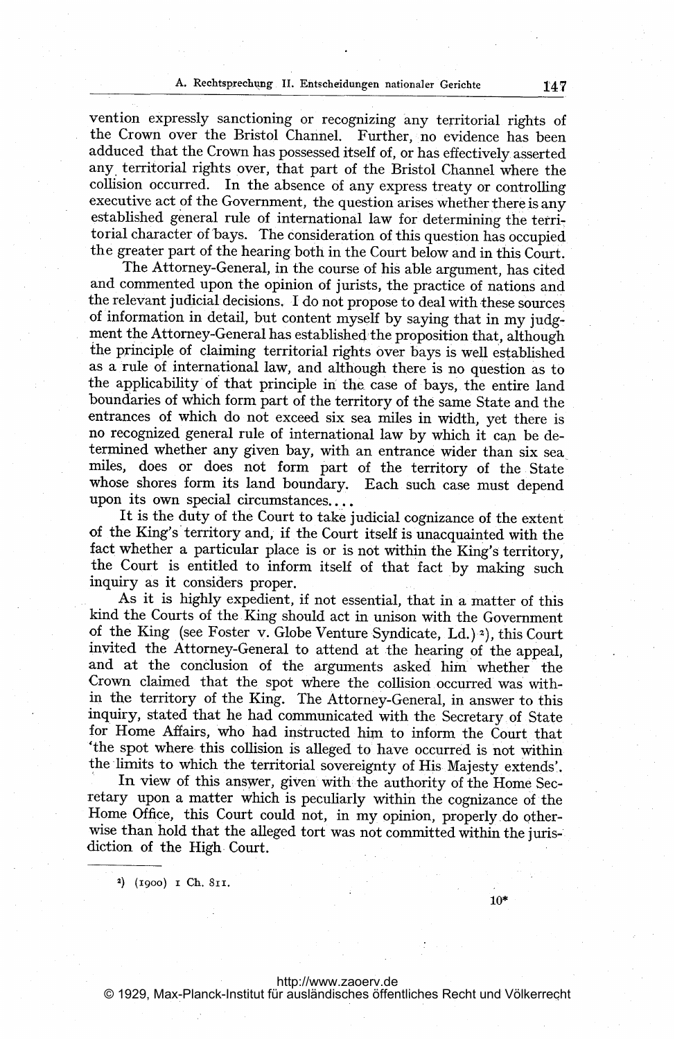vention expressly sanctioning or recognizing any territorial rights of the Crown over the Bristol Channel. Further, no evidence has been adduced that the Crown has possessed itself of, or has effectively asserted any territorial rights over, that part of the Bristol Channel where the collision occurred. In the absence of any express treaty or controlling executive act of the Government, the question arises whether there is any established general rule of international law for determining the territorial character of bays. The consideration of this question has occupied the greater part of the hearing both in the Court below and in this Court.

The Attorney-General, in the course of his able argument, has cited and commented upon the opinion of jurists, the practice of nations and the relevant judicial decisions. I do not propose to deal with these sources of information in detail, but content myself by saying that in my judgment the Attorney-General has established the proposition that, although the principle of claiming territorial rights over bays is well established as a rule of international law, and although there is no question as to the applicability of that principle in the case of bays, the entire land boundaries of which form part of the territory of the same State and the entrances of which do not exceed six sea miles in width, yet there is no recognized general rule of international law by which it can be determined whether any given bay, with an entrance wider than six sea miles, does or does not form part of the territory of the State whose shores form its land boundary. Each such case must depend upon its own special circumstances....

It is the duty of the Court to take judicial cognizance of the extent of the King's territory and, if the Court itself is unacquainted with the fact whether a particular place is or is not within the King's territory, the Court is entitled to inform itself of that fact by making such inquiry as it considers proper.

As it is highly expedient, if not essential, that in a matter of this kind the Courts of the King should act in unison with the Government of the King (see Foster v. Globe Venture Syndicate, Ld.)[2], this Court invited the Attorney-General to attend at the hearing of the appeal, and at the conclusion of the arguments asked him whether the Crown claimed that the spot where the collision occurred was within the territory of the King. The Attorney-General, in answer to this inquiry, stated that he had communicated with the Secretary of State for Home Affairs, who had instructed him to inform the Court that 'the spot where this collision is alleged to have occurred is not within the limits to which the territorial sovereignty of His Majesty extends'.

In view of this answer, given with the authority of the Home Secretary upon a matter which is peculiarly within the cognizance of the Home Office, this Court could not, in my opinion, properly do otherwise than hold that the alleged tort was not committed within the jurisdiction of the High Court.

---

[2]) (1900) 1 Ch. 811.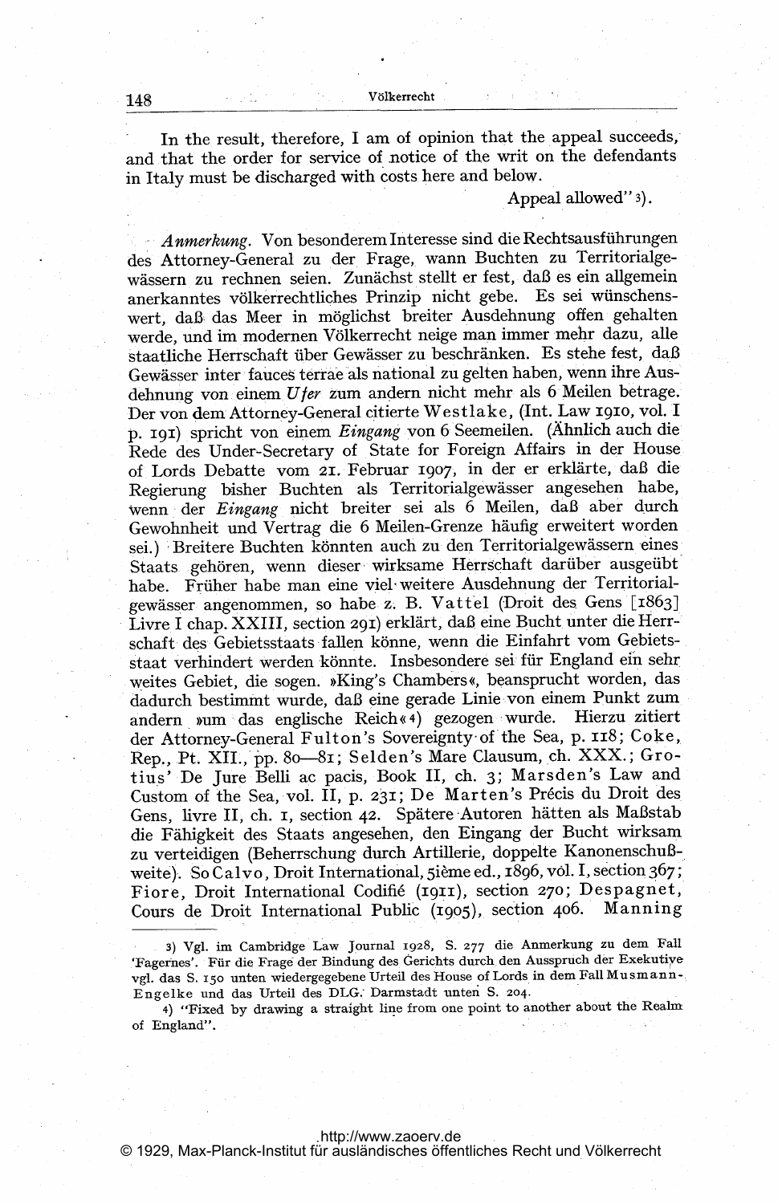In the result, therefore, I am of opinion that the appeal succeeds, and that the order for service of notice of the writ on the defendants in Italy must be discharged with costs here and below.

Appeal allowed" [3]).

*Anmerkung*. Von besonderem Interesse sind die Rechtsausführungen des Attorney-General zu der Frage, wann Buchten zu Territorialgewässern zu rechnen seien. Zunächst stellt er fest, daß es ein allgemein anerkanntes völkerrechtliches Prinzip nicht gebe. Es sei wünschenswert, daß das Meer in möglichst breiter Ausdehnung offen gehalten werde, und im modernen Völkerrecht neige man immer mehr dazu, alle staatliche Herrschaft über Gewässer zu beschränken. Es stehe fest, daß Gewässer inter fauces terrae als national zu gelten haben, wenn ihre Ausdehnung von einem *Ufer* zum andern nicht mehr als 6 Meilen betrage. Der von dem Attorney-General citierte Westlake, (Int. Law 1910, vol. I p. 191) spricht von einem *Eingang* von 6 Seemeilen. (Ähnlich auch die Rede des Under-Secretary of State for Foreign Affairs in der House of Lords Debatte vom 21. Februar 1907, in der er erklärte, daß die Regierung bisher Buchten als Territorialgewässer angesehen habe, wenn der *Eingang* nicht breiter sei als 6 Meilen, daß aber durch Gewohnheit und Vertrag die 6 Meilen-Grenze häufig erweitert worden sei.) Breitere Buchten könnten auch zu den Territorialgewässern eines Staats gehören, wenn dieser wirksame Herrschaft darüber ausgeübt habe. Früher habe man eine viel weitere Ausdehnung der Territorialgewässer angenommen, so habe z. B. Vattel (Droit des Gens [1863] Livre I chap. XXIII, section 291) erklärt, daß eine Bucht unter die Herrschaft des Gebietsstaats fallen könne, wenn die Einfahrt vom Gebietsstaat verhindert werden könnte. Insbesondere sei für England ein sehr weites Gebiet, die sogen. »King's Chambers«, beansprucht worden, das dadurch bestimmt wurde, daß eine gerade Linie von einem Punkt zum andern »um das englische Reich« [4]) gezogen wurde. Hierzu zitiert der Attorney-General Fulton's Sovereignty of the Sea, p. 118; Coke, Rep., Pt. XII., pp. 80—81; Selden's Mare Clausum, ch. XXX.; Grotius' De Jure Belli ac pacis, Book II, ch. 3; Marsden's Law and Custom of the Sea, vol. II, p. 231; De Marten's Précis du Droit des Gens, livre II, ch. 1, section 42. Spätere Autoren hätten als Maßstab die Fähigkeit des Staats angesehen, den Eingang der Bucht wirksam zu verteidigen (Beherrschung durch Artillerie, doppelte Kanonenschußweite). So Calvo, Droit International, 5ième ed., 1896, vol. I, section 367; Fiore, Droit International Codifié (1911), section 270; Despagnet, Cours de Droit International Public (1905), section 406. Manning

---

3) Vgl. im Cambridge Law Journal 1928, S. 277 die Anmerkung zu dem Fall 'Fagernes'. Für die Frage der Bindung des Gerichts durch den Ausspruch der Exekutive vgl. das S. 150 unten wiedergegebene Urteil des House of Lords in dem Fall Musmann-Engelke und das Urteil des DLG. Darmstadt unten S. 204.

4) "Fixed by drawing a straight line from one point to another about the Realm of England".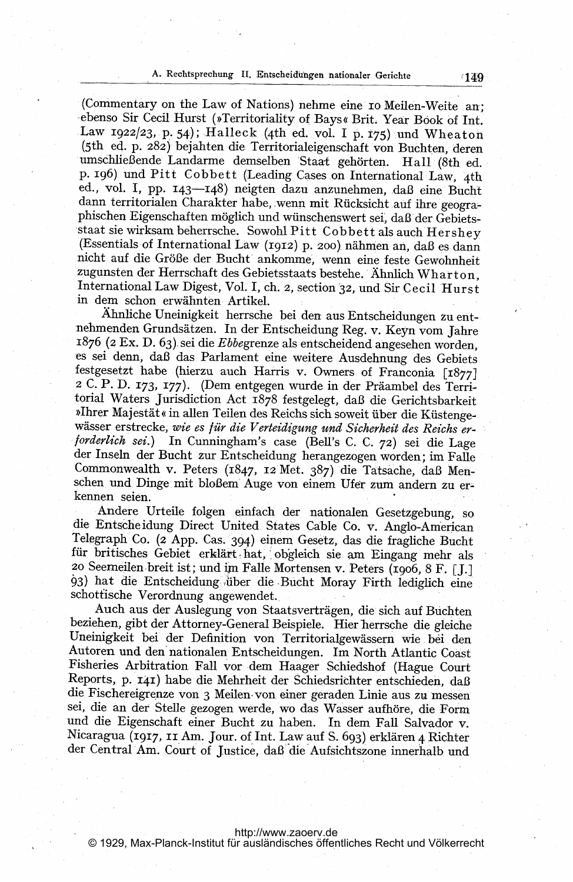(Commentary on the Law of Nations) nehme eine 10 Meilen-Weite an; ebenso Sir Cecil Hurst (»Territoriality of Bays« Brit. Year Book of Int. Law 1922/23, p. 54); Halleck (4th ed. vol. I p. 175) und Wheaton (5th ed. p. 282) bejahten die Territorialeigenschaft von Buchten, deren umschließende Landarme demselben Staat gehörten. Hall (8th ed. p. 196) und Pitt Cobbett (Leading Cases on International Law, 4th ed., vol. I, pp. 143—148) neigten dazu anzunehmen, daß eine Bucht dann territorialen Charakter habe, wenn mit Rücksicht auf ihre geographischen Eigenschaften möglich und wünschenswert sei, daß der Gebietsstaat sie wirksam beherrsche. Sowohl Pitt Cobbett als auch Hershey (Essentials of International Law (1912) p. 200) nähmen an, daß es dann nicht auf die Größe der Bucht ankomme, wenn eine feste Gewohnheit zugunsten der Herrschaft des Gebietsstaats bestehe. Ähnlich Wharton, International Law Digest, Vol. I, ch. 2, section 32, und Sir Cecil Hurst in dem schon erwähnten Artikel.

Ähnliche Uneinigkeit herrsche bei den aus Entscheidungen zu entnehmenden Grundsätzen. In der Entscheidung Reg. v. Keyn vom Jahre 1876 (2 Ex. D. 63) sei die *Ebbe*grenze als entscheidend angesehen worden, es sei denn, daß das Parlament eine weitere Ausdehnung des Gebiets festgesetzt habe (hierzu auch Harris v. Owners of Franconia [1877] 2 C. P. D. 173, 177). (Dem entgegen wurde in der Präambel des Territorial Waters Jurisdiction Act 1878 festgelegt, daß die Gerichtsbarkeit »Ihrer Majestät« in allen Teilen des Reichs sich soweit über die Küstengewässer erstrecke, *wie es für die Verteidigung und Sicherheit des Reichs erforderlich sei.*) In Cunningham's case (Bell's C. C. 72) sei die Lage der Inseln der Bucht zur Entscheidung herangezogen worden; im Falle Commonwealth v. Peters (1847, 12 Met. 387) die Tatsache, daß Menschen und Dinge mit bloßem Auge von einem Ufer zum andern zu erkennen seien.

Andere Urteile folgen einfach der nationalen Gesetzgebung, so die Entscheidung Direct United States Cable Co. v. Anglo-American Telegraph Co. (2 App. Cas. 394) einem Gesetz, das die fragliche Bucht für britisches Gebiet erklärt hat, obgleich sie am Eingang mehr als 20 Seemeilen breit ist; und im Falle Mortensen v. Peters (1906, 8 F. [J.] 93) hat die Entscheidung über die Bucht Moray Firth lediglich eine schottische Verordnung angewendet.

Auch aus der Auslegung von Staatsverträgen, die sich auf Buchten beziehen, gibt der Attorney-General Beispiele. Hier herrsche die gleiche Uneinigkeit bei der Definition von Territorialgewässern wie bei den Autoren und den nationalen Entscheidungen. Im North Atlantic Coast Fisheries Arbitration Fall vor dem Haager Schiedshof (Hague Court Reports, p. 141) habe die Mehrheit der Schiedsrichter entschieden, daß die Fischereigrenze von 3 Meilen von einer geraden Linie aus zu messen sei, die an der Stelle gezogen werde, wo das Wasser aufhöre, die Form und die Eigenschaft einer Bucht zu haben. In dem Fall Salvador v. Nicaragua (1917, 11 Am. Jour. of Int. Law auf S. 693) erklären 4 Richter der Central Am. Court of Justice, daß die Aufsichtszone innerhalb und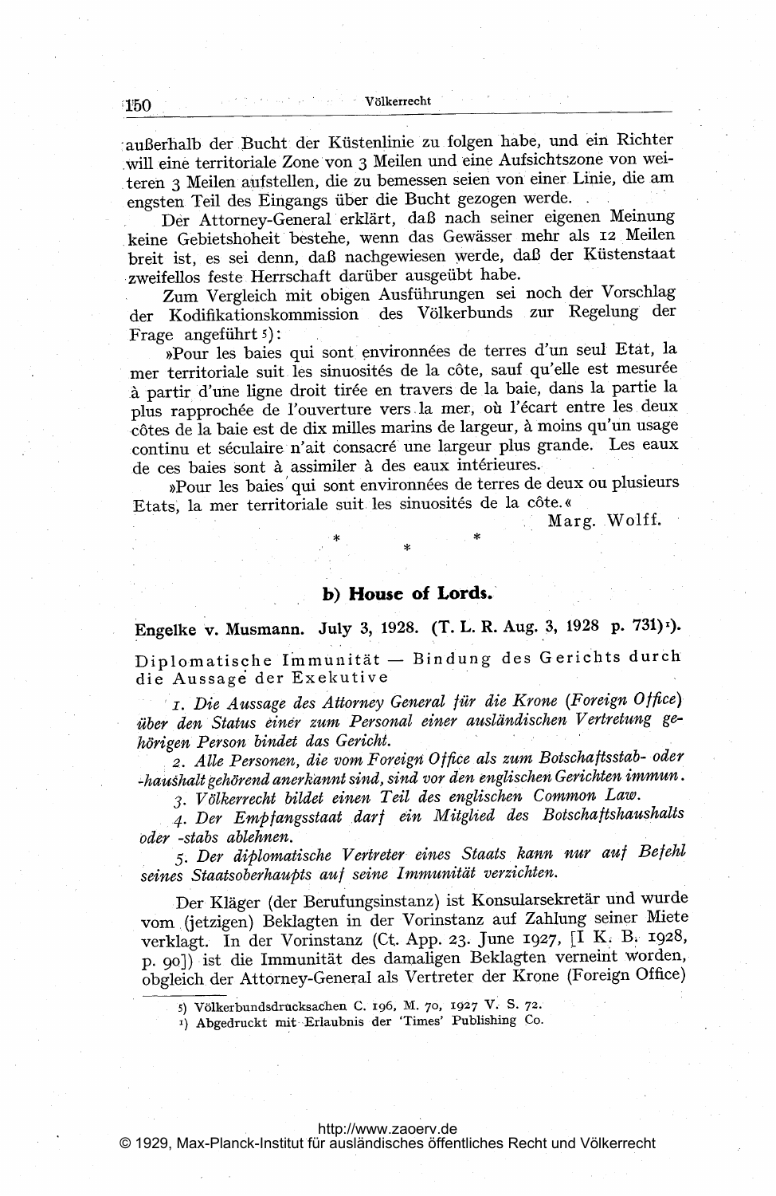außerhalb der Bucht der Küstenlinie zu folgen habe, und ein Richter will eine territoriale Zone von 3 Meilen und eine Aufsichtszone von weiteren 3 Meilen aufstellen, die zu bemessen seien von einer Linie, die am engsten Teil des Eingangs über die Bucht gezogen werde.

Der Attorney-General erklärt, daß nach seiner eigenen Meinung keine Gebietshoheit bestehe, wenn das Gewässer mehr als 12 Meilen breit ist, es sei denn, daß nachgewiesen werde, daß der Küstenstaat zweifellos feste Herrschaft darüber ausgeübt habe.

Zum Vergleich mit obigen Ausführungen sei noch der Vorschlag der Kodifikationskommission des Völkerbunds zur Regelung der Frage angeführt[5]:

»Pour les baies qui sont environnées de terres d'un seul Etat, la mer territoriale suit les sinuosités de la côte, sauf qu'elle est mesurée à partir d'une ligne droit tirée en travers de la baie, dans la partie la plus rapprochée de l'ouverture vers la mer, où l'écart entre les deux côtes de la baie est de dix milles marins de largeur, à moins qu'un usage continu et séculaire n'ait consacré une largeur plus grande. Les eaux de ces baies sont à assimiler à des eaux intérieures.

»Pour les baies qui sont environnées de terres de deux ou plusieurs Etats, la mer territoriale suit les sinuosités de la côte.«

Marg. Wolff.

\* \* \*

## b) House of Lords.

**Engelke v. Musmann. July 3, 1928. (T. L. R. Aug. 3, 1928 p. 731)[1].**

Diplomatische Immunität — Bindung des Gerichts durch die Aussage der Exekutive

*1. Die Aussage des Attorney General für die Krone (Foreign Office) über den Status einer zum Personal einer ausländischen Vertretung gehörigen Person bindet das Gericht.*

*2. Alle Personen, die vom Foreign Office als zum Botschaftsstab- oder -haushalt gehörend anerkannt sind, sind vor den englischen Gerichten immun.*

*3. Völkerrecht bildet einen Teil des englischen Common Law.*

*4. Der Empfangsstaat darf ein Mitglied des Botschaftshaushalts oder -stabs ablehnen.*

*5. Der diplomatische Vertreter eines Staats kann nur auf Befehl seines Staatsoberhaupts auf seine Immunität verzichten.*

Der Kläger (der Berufungsinstanz) ist Konsularsekretär und wurde vom (jetzigen) Beklagten in der Vorinstanz auf Zahlung seiner Miete verklagt. In der Vorinstanz (Ct. App. 23. June 1927, [I K. B. 1928, p. 90]) ist die Immunität des damaligen Beklagten verneint worden, obgleich der Attorney-General als Vertreter der Krone (Foreign Office)

---

[5] Völkerbundsdrucksachen C. 196, M. 70, 1927 V. S. 72.

[1] Abgedruckt mit Erlaubnis der 'Times' Publishing Co.